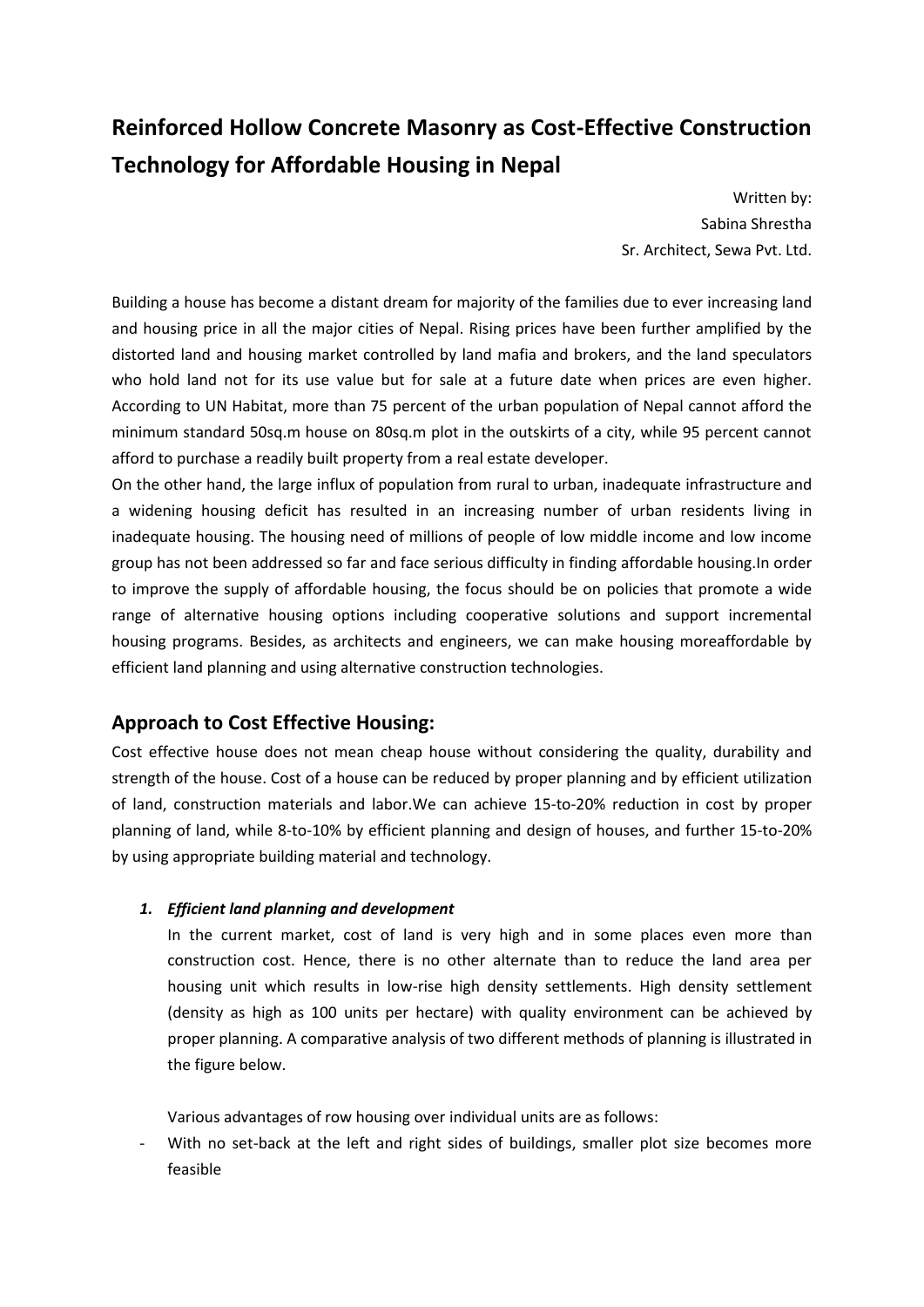# Reinforced Hollow Concrete Masonry as Cost-Effective Construction Technology for Affordable Housing in Nepal

Written by:
Sabina Shrestha
Sr. Architect, Sewa Pvt. Ltd.

Building a house has become a distant dream for majority of the families due to ever increasing land and housing price in all the major cities of Nepal. Rising prices have been further amplified by the distorted land and housing market controlled by land mafia and brokers, and the land speculators who hold land not for its use value but for sale at a future date when prices are even higher. According to UN Habitat, more than 75 percent of the urban population of Nepal cannot afford the minimum standard 50sq.m house on 80sq.m plot in the outskirts of a city, while 95 percent cannot afford to purchase a readily built property from a real estate developer.

On the other hand, the large influx of population from rural to urban, inadequate infrastructure and a widening housing deficit has resulted in an increasing number of urban residents living in inadequate housing. The housing need of millions of people of low middle income and low income group has not been addressed so far and face serious difficulty in finding affordable housing.In order to improve the supply of affordable housing, the focus should be on policies that promote a wide range of alternative housing options including cooperative solutions and support incremental housing programs. Besides, as architects and engineers, we can make housing moreaffordable by efficient land planning and using alternative construction technologies.

## Approach to Cost Effective Housing:

Cost effective house does not mean cheap house without considering the quality, durability and strength of the house. Cost of a house can be reduced by proper planning and by efficient utilization of land, construction materials and labor.We can achieve 15-to-20% reduction in cost by proper planning of land, while 8-to-10% by efficient planning and design of houses, and further 15-to-20% by using appropriate building material and technology.

### 1. *Efficient land planning and development*

In the current market, cost of land is very high and in some places even more than construction cost. Hence, there is no other alternate than to reduce the land area per housing unit which results in low-rise high density settlements. High density settlement (density as high as 100 units per hectare) with quality environment can be achieved by proper planning. A comparative analysis of two different methods of planning is illustrated in the figure below.

Various advantages of row housing over individual units are as follows:

- With no set-back at the left and right sides of buildings, smaller plot size becomes more feasible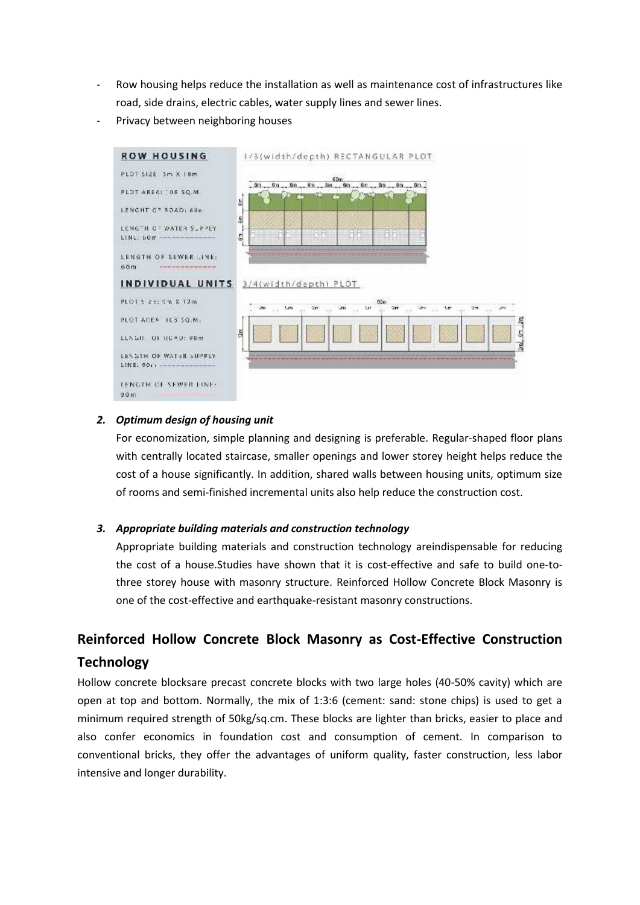- Row housing helps reduce the installation as well as maintenance cost of infrastructures like road, side drains, electric cables, water supply lines and sewer lines.
- Privacy between neighboring houses

2. ***Optimum design of housing unit***

   For economization, simple planning and designing is preferable. Regular-shaped floor plans with centrally located staircase, smaller openings and lower storey height helps reduce the cost of a house significantly. In addition, shared walls between housing units, optimum size of rooms and semi-finished incremental units also help reduce the construction cost.

3. ***Appropriate building materials and construction technology***

   Appropriate building materials and construction technology areindispensable for reducing the cost of a house.Studies have shown that it is cost-effective and safe to build one-to-three storey house with masonry structure. Reinforced Hollow Concrete Block Masonry is one of the cost-effective and earthquake-resistant masonry constructions.

## Reinforced Hollow Concrete Block Masonry as Cost-Effective Construction Technology

Hollow concrete blocksare precast concrete blocks with two large holes (40-50% cavity) which are open at top and bottom. Normally, the mix of 1:3:6 (cement: sand: stone chips) is used to get a minimum required strength of 50kg/sq.cm. These blocks are lighter than bricks, easier to place and also confer economics in foundation cost and consumption of cement. In comparison to conventional bricks, they offer the advantages of uniform quality, faster construction, less labor intensive and longer durability.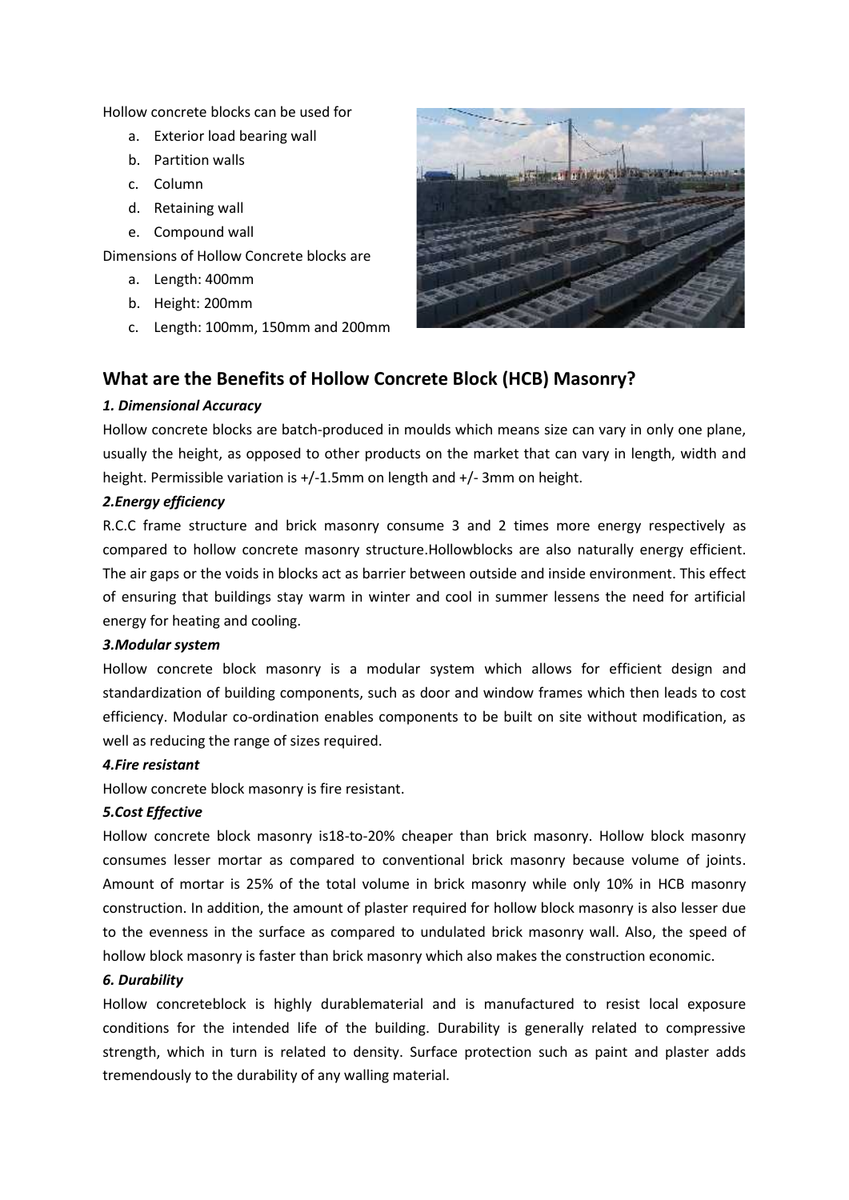Hollow concrete blocks can be used for

a. Exterior load bearing wall
b. Partition walls
c. Column
d. Retaining wall
e. Compound wall

Dimensions of Hollow Concrete blocks are

a. Length: 400mm
b. Height: 200mm
c. Length: 100mm, 150mm and 200mm

## What are the Benefits of Hollow Concrete Block (HCB) Masonry?

### *1. Dimensional Accuracy*

Hollow concrete blocks are batch-produced in moulds which means size can vary in only one plane, usually the height, as opposed to other products on the market that can vary in length, width and height. Permissible variation is +/-1.5mm on length and +/- 3mm on height.

### *2.Energy efficiency*

R.C.C frame structure and brick masonry consume 3 and 2 times more energy respectively as compared to hollow concrete masonry structure.Hollowblocks are also naturally energy efficient. The air gaps or the voids in blocks act as barrier between outside and inside environment. This effect of ensuring that buildings stay warm in winter and cool in summer lessens the need for artificial energy for heating and cooling.

### *3.Modular system*

Hollow concrete block masonry is a modular system which allows for efficient design and standardization of building components, such as door and window frames which then leads to cost efficiency. Modular co-ordination enables components to be built on site without modification, as well as reducing the range of sizes required.

### *4.Fire resistant*

Hollow concrete block masonry is fire resistant.

### *5.Cost Effective*

Hollow concrete block masonry is18-to-20% cheaper than brick masonry. Hollow block masonry consumes lesser mortar as compared to conventional brick masonry because volume of joints. Amount of mortar is 25% of the total volume in brick masonry while only 10% in HCB masonry construction. In addition, the amount of plaster required for hollow block masonry is also lesser due to the evenness in the surface as compared to undulated brick masonry wall. Also, the speed of hollow block masonry is faster than brick masonry which also makes the construction economic.

### *6. Durability*

Hollow concreteblock is highly durablematerial and is manufactured to resist local exposure conditions for the intended life of the building. Durability is generally related to compressive strength, which in turn is related to density. Surface protection such as paint and plaster adds tremendously to the durability of any walling material.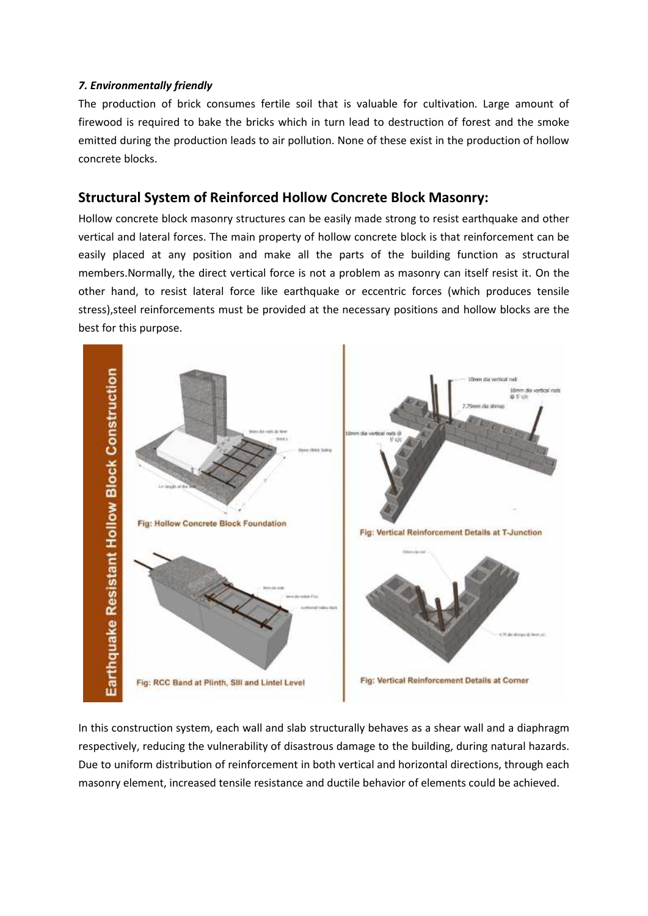### *7. Environmentally friendly*

The production of brick consumes fertile soil that is valuable for cultivation. Large amount of firewood is required to bake the bricks which in turn lead to destruction of forest and the smoke emitted during the production leads to air pollution. None of these exist in the production of hollow concrete blocks.

## Structural System of Reinforced Hollow Concrete Block Masonry:

Hollow concrete block masonry structures can be easily made strong to resist earthquake and other vertical and lateral forces. The main property of hollow concrete block is that reinforcement can be easily placed at any position and make all the parts of the building function as structural members.Normally, the direct vertical force is not a problem as masonry can itself resist it. On the other hand, to resist lateral force like earthquake or eccentric forces (which produces tensile stress),steel reinforcements must be provided at the necessary positions and hollow blocks are the best for this purpose.

Earthquake Resistant Hollow Block Construction

Fig: Hollow Concrete Block Foundation

Fig: Vertical Reinforcement Details at T-Junction

Fig: RCC Band at Plinth, Sill and Lintel Level

Fig: Vertical Reinforcement Details at Corner

In this construction system, each wall and slab structurally behaves as a shear wall and a diaphragm respectively, reducing the vulnerability of disastrous damage to the building, during natural hazards. Due to uniform distribution of reinforcement in both vertical and horizontal directions, through each masonry element, increased tensile resistance and ductile behavior of elements could be achieved.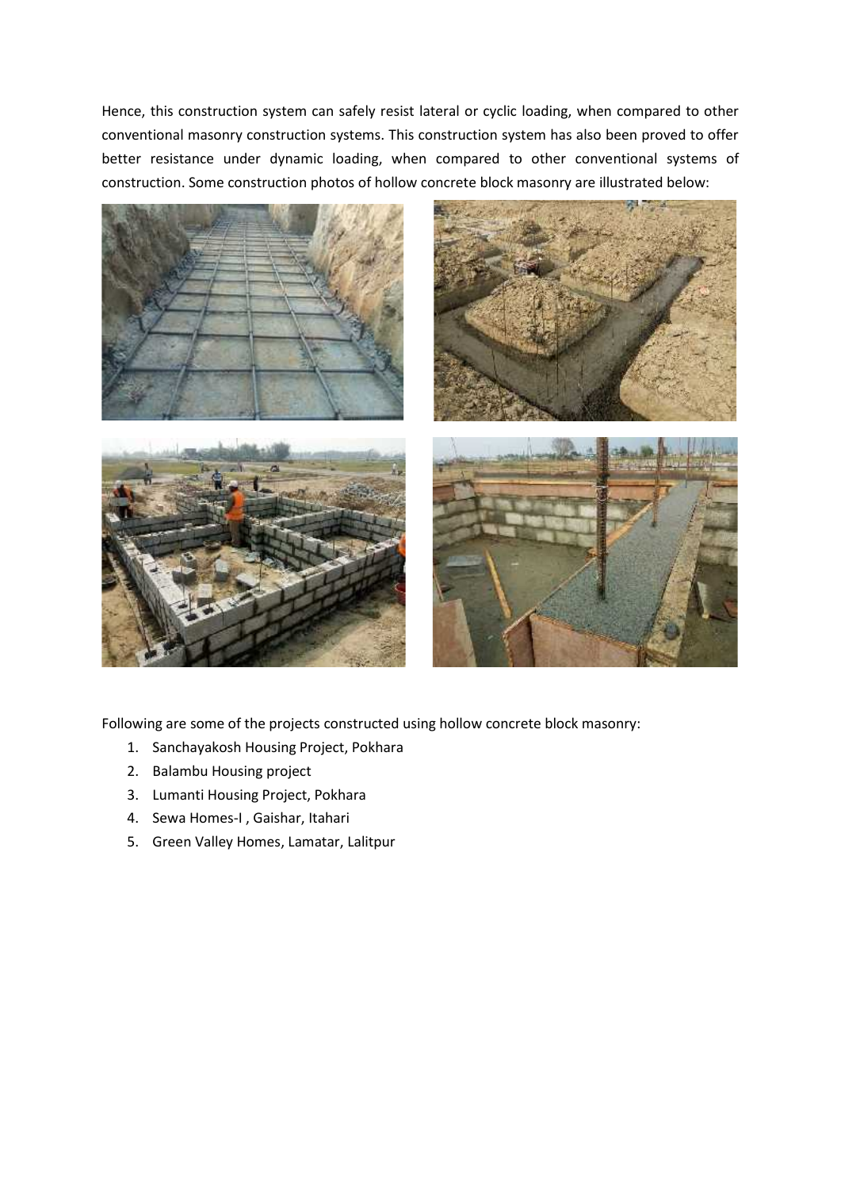Hence, this construction system can safely resist lateral or cyclic loading, when compared to other conventional masonry construction systems. This construction system has also been proved to offer better resistance under dynamic loading, when compared to other conventional systems of construction. Some construction photos of hollow concrete block masonry are illustrated below:

Following are some of the projects constructed using hollow concrete block masonry:

1. Sanchayakosh Housing Project, Pokhara
2. Balambu Housing project
3. Lumanti Housing Project, Pokhara
4. Sewa Homes-I , Gaishar, Itahari
5. Green Valley Homes, Lamatar, Lalitpur